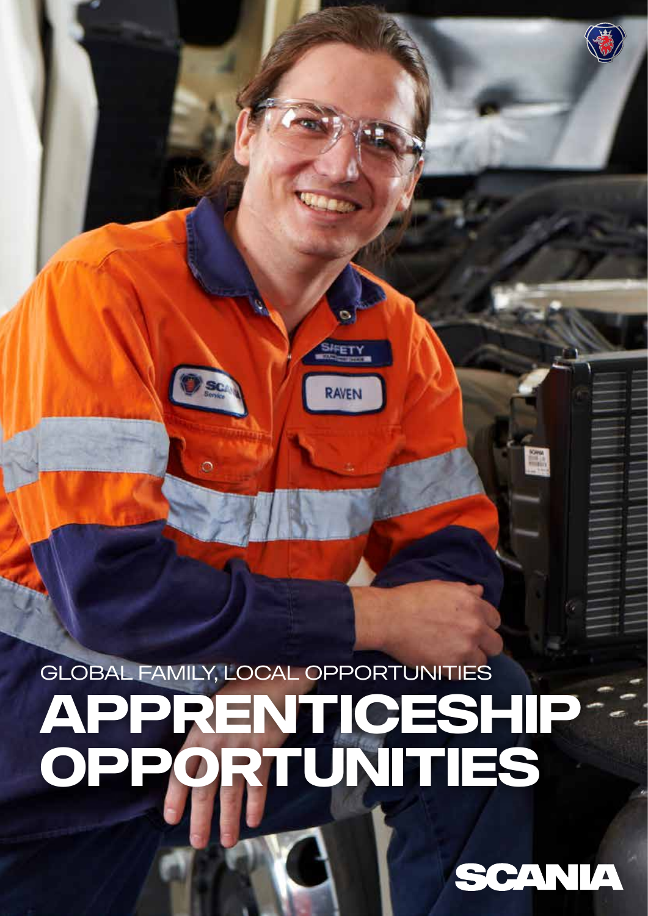GLOBAL FAMILY, LOCAL OPPORTUNITIES

# APPRENTICESHIP OPPORTUNITIES

SCANIA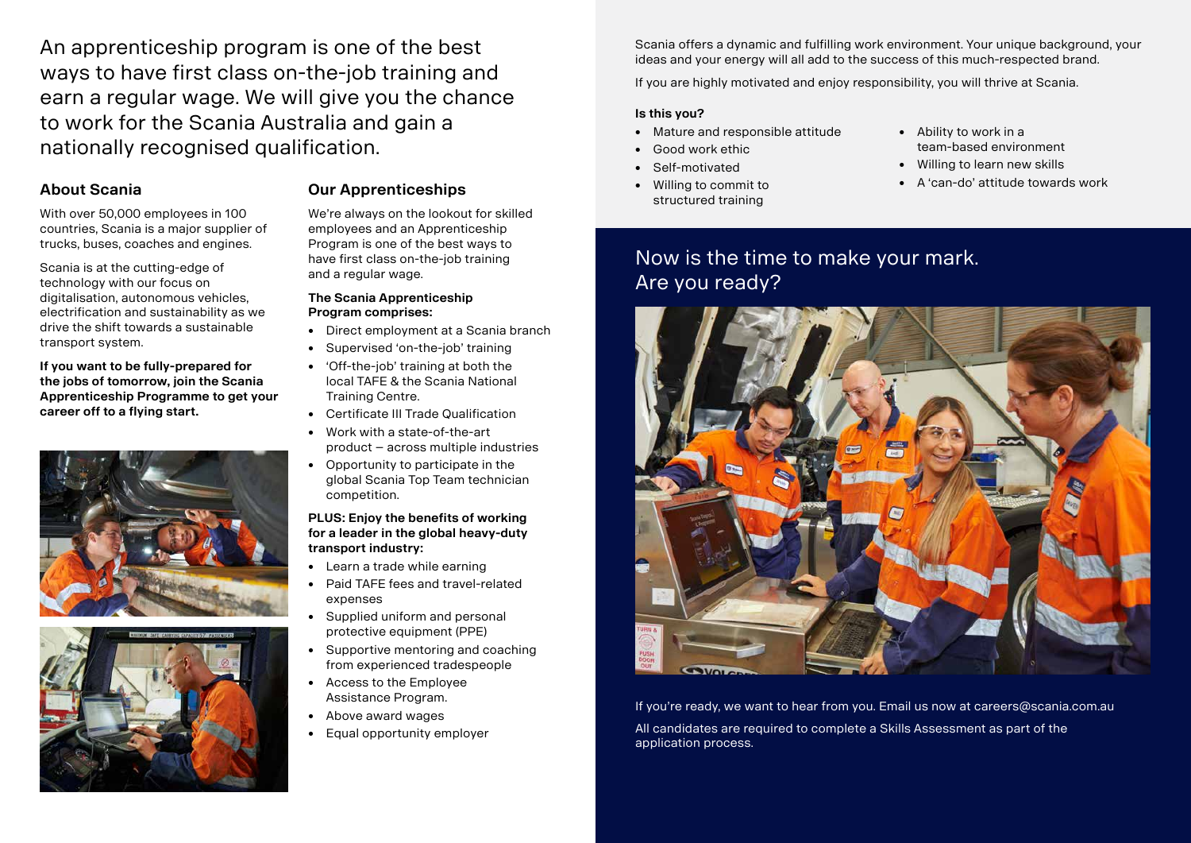An apprenticeship program is one of the best ways to have first class on-the-job training and earn a regular wage. We will give you the chance to work for the Scania Australia and gain a nationally recognised qualification.

## About Scania

With over 50,000 employees in 100 countries, Scania is a major supplier of trucks, buses, coaches and engines.

Scania is at the cutting-edge of technology with our focus on digitalisation, autonomous vehicles, electrification and sustainability as we drive the shift towards a sustainable transport system.

**If you want to be fully-prepared for the jobs of tomorrow, join the Scania Apprenticeship Programme to get your career off to a flying start.**

## Our Apprenticeships

We're always on the lookout for skilled employees and an Apprenticeship Program is one of the best ways to have first class on-the-job training and a regular wage.

**The Scania Apprenticeship Program comprises:**

- Direct employment at a Scania branch
- Supervised 'on-the-job' training
- 'Off-the-job' training at both the local TAFE & the Scania National Training Centre.
- Certificate III Trade Qualification
- Work with a state-of-the-art product – across multiple industries
- Opportunity to participate in the global Scania Top Team technician competition.

**PLUS: Enjoy the benefits of working for a leader in the global heavy-duty transport industry:**

- Learn a trade while earning
- Paid TAFE fees and travel-related expenses
- Supplied uniform and personal protective equipment (PPE)
- Supportive mentoring and coaching from experienced tradespeople
- Access to the Employee Assistance Program.
- Above award wages
- Equal opportunity employer

Scania offers a dynamic and fulfilling work environment. Your unique background, your ideas and your energy will all add to the success of this much-respected brand.

If you are highly motivated and enjoy responsibility, you will thrive at Scania.

**Is this you?**

- Mature and responsible attitude
- Good work ethic
- Self-motivated
- Willing to commit to structured training
- Ability to work in a team-based environment
- Willing to learn new skills
- A 'can-do' attitude towards work

## Now is the time to make your mark. Are you ready?

If you're ready, we want to hear from you. Email us now at careers@scania.com.au

All candidates are required to complete a Skills Assessment as part of the application process.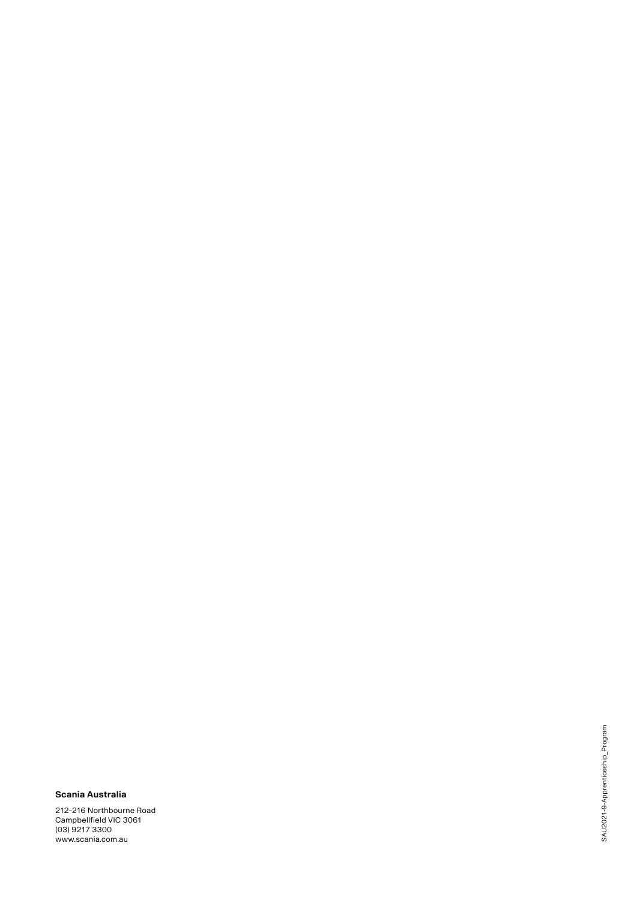**Scania Australia**

212-216 Northbourne Road
Campbellfield VIC 3061
(03) 9217 3300
www.scania.com.au

SAU2021-9-Apprenticeship_Program